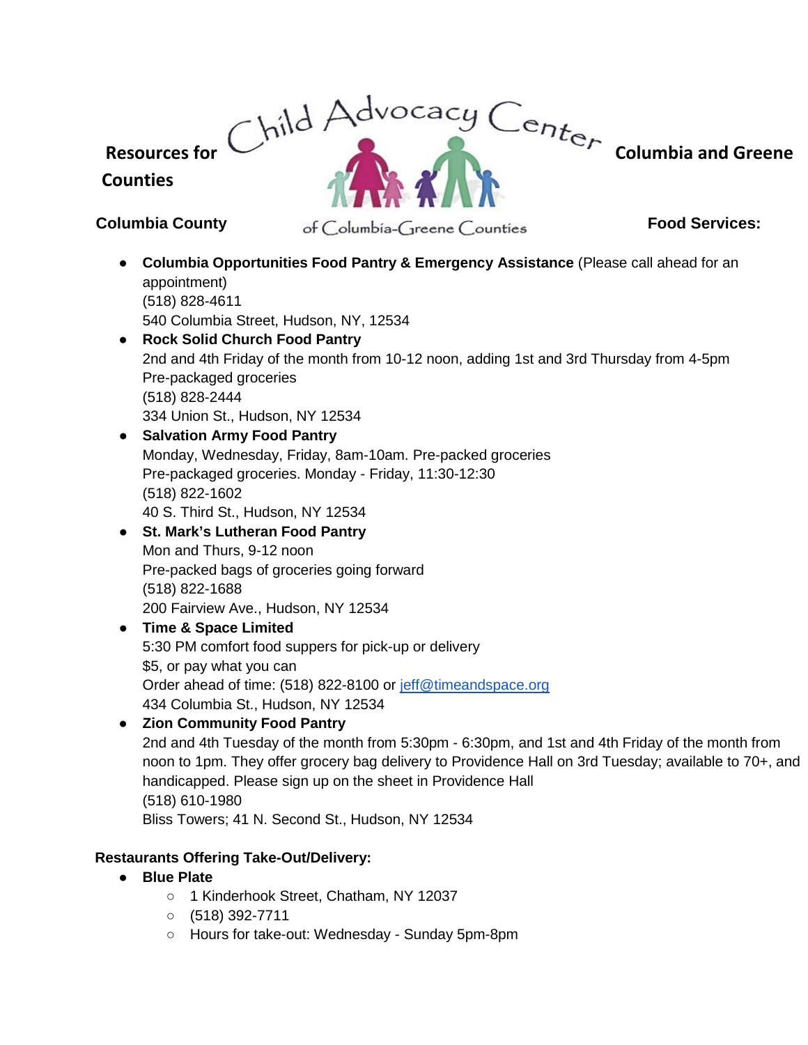# Resources for Child Advocacy Center of Columbia-Greene Counties Columbia and Greene Counties

## Columbia County Food Services:

- **Columbia Opportunities Food Pantry & Emergency Assistance** (Please call ahead for an appointment)
  (518) 828-4611
  540 Columbia Street, Hudson, NY, 12534
- **Rock Solid Church Food Pantry**
  2nd and 4th Friday of the month from 10-12 noon, adding 1st and 3rd Thursday from 4-5pm
  Pre-packaged groceries
  (518) 828-2444
  334 Union St., Hudson, NY 12534
- **Salvation Army Food Pantry**
  Monday, Wednesday, Friday, 8am-10am. Pre-packed groceries
  Pre-packaged groceries. Monday - Friday, 11:30-12:30
  (518) 822-1602
  40 S. Third St., Hudson, NY 12534
- **St. Mark's Lutheran Food Pantry**
  Mon and Thurs, 9-12 noon
  Pre-packed bags of groceries going forward
  (518) 822-1688
  200 Fairview Ave., Hudson, NY 12534
- **Time & Space Limited**
  5:30 PM comfort food suppers for pick-up or delivery
  $5, or pay what you can
  Order ahead of time: (518) 822-8100 or jeff@timeandspace.org
  434 Columbia St., Hudson, NY 12534
- **Zion Community Food Pantry**
  2nd and 4th Tuesday of the month from 5:30pm - 6:30pm, and 1st and 4th Friday of the month from noon to 1pm. They offer grocery bag delivery to Providence Hall on 3rd Tuesday; available to 70+, and handicapped. Please sign up on the sheet in Providence Hall
  (518) 610-1980
  Bliss Towers; 41 N. Second St., Hudson, NY 12534

**Restaurants Offering Take-Out/Delivery:**

- **Blue Plate**
  - 1 Kinderhook Street, Chatham, NY 12037
  - (518) 392-7711
  - Hours for take-out: Wednesday - Sunday 5pm-8pm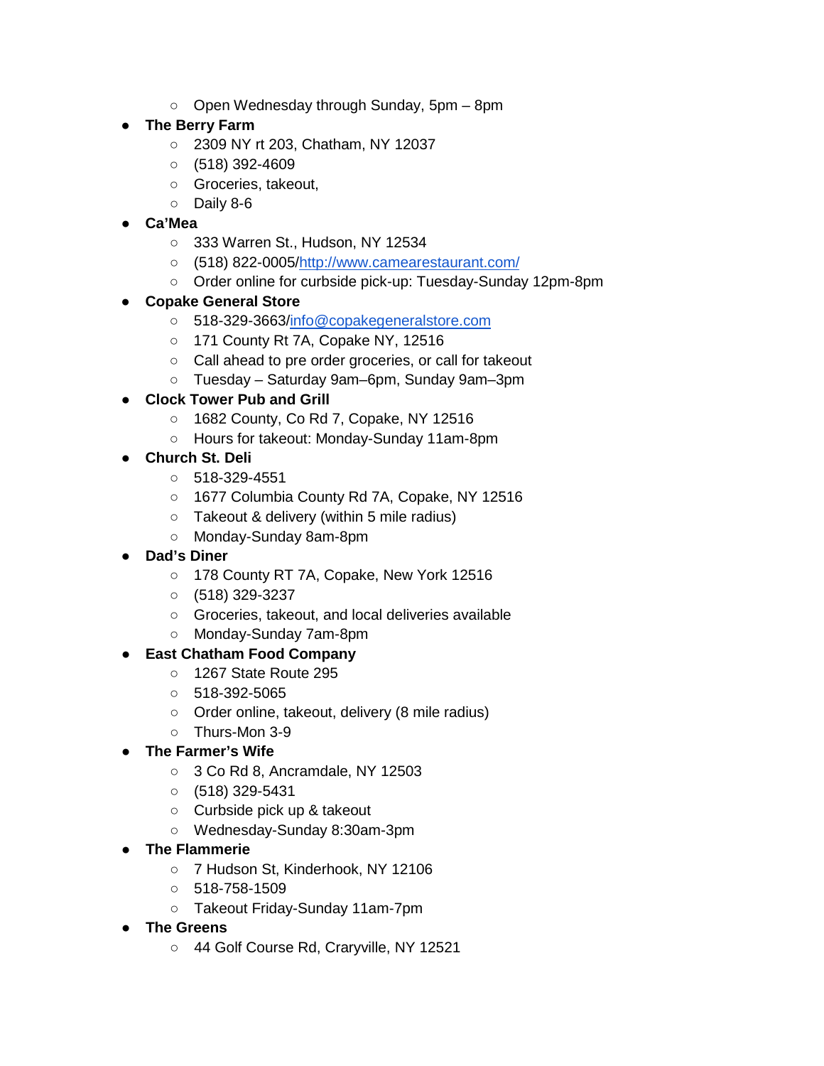- Open Wednesday through Sunday, 5pm – 8pm
- **The Berry Farm**
  - 2309 NY rt 203, Chatham, NY 12037
  - (518) 392-4609
  - Groceries, takeout,
  - Daily 8-6
- **Ca'Mea**
  - 333 Warren St., Hudson, NY 12534
  - (518) 822-0005/[http://www.camearestaurant.com/](http://www.camearestaurant.com/)
  - Order online for curbside pick-up: Tuesday-Sunday 12pm-8pm
- **Copake General Store**
  - 518-329-3663/[info@copakegeneralstore.com](mailto:info@copakegeneralstore.com)
  - 171 County Rt 7A, Copake NY, 12516
  - Call ahead to pre order groceries, or call for takeout
  - Tuesday – Saturday 9am–6pm, Sunday 9am–3pm
- **Clock Tower Pub and Grill**
  - 1682 County, Co Rd 7, Copake, NY 12516
  - Hours for takeout: Monday-Sunday 11am-8pm
- **Church St. Deli**
  - 518-329-4551
  - 1677 Columbia County Rd 7A, Copake, NY 12516
  - Takeout & delivery (within 5 mile radius)
  - Monday-Sunday 8am-8pm
- **Dad's Diner**
  - 178 County RT 7A, Copake, New York 12516
  - (518) 329-3237
  - Groceries, takeout, and local deliveries available
  - Monday-Sunday 7am-8pm
- **East Chatham Food Company**
  - 1267 State Route 295
  - 518-392-5065
  - Order online, takeout, delivery (8 mile radius)
  - Thurs-Mon 3-9
- **The Farmer's Wife**
  - 3 Co Rd 8, Ancramdale, NY 12503
  - (518) 329-5431
  - Curbside pick up & takeout
  - Wednesday-Sunday 8:30am-3pm
- **The Flammerie**
  - 7 Hudson St, Kinderhook, NY 12106
  - 518-758-1509
  - Takeout Friday-Sunday 11am-7pm
- **The Greens**
  - 44 Golf Course Rd, Craryville, NY 12521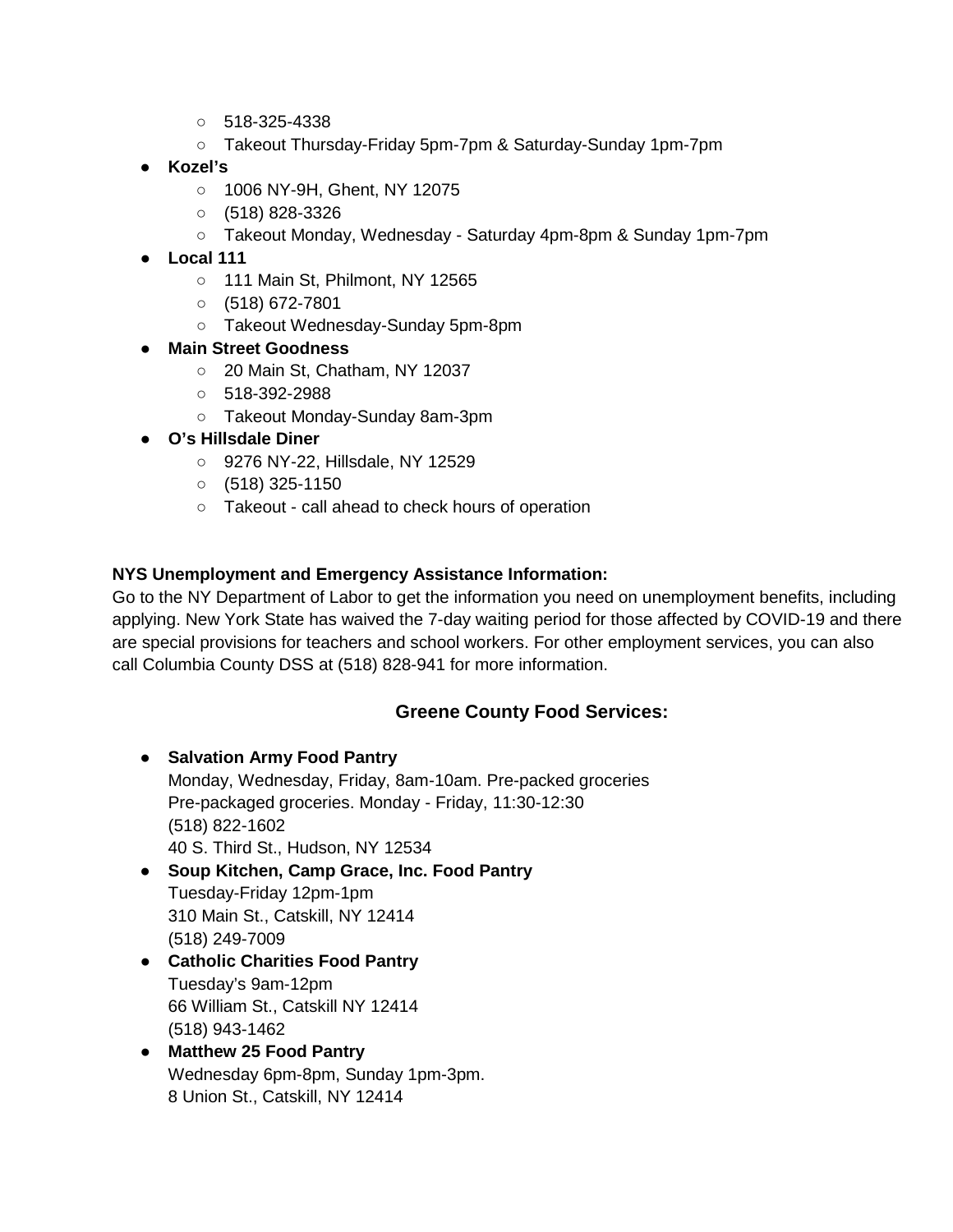- 518-325-4338
  - Takeout Thursday-Friday 5pm-7pm & Saturday-Sunday 1pm-7pm
- **Kozel's**
  - 1006 NY-9H, Ghent, NY 12075
  - (518) 828-3326
  - Takeout Monday, Wednesday - Saturday 4pm-8pm & Sunday 1pm-7pm
- **Local 111**
  - 111 Main St, Philmont, NY 12565
  - (518) 672-7801
  - Takeout Wednesday-Sunday 5pm-8pm
- **Main Street Goodness**
  - 20 Main St, Chatham, NY 12037
  - 518-392-2988
  - Takeout Monday-Sunday 8am-3pm
- **O's Hillsdale Diner**
  - 9276 NY-22, Hillsdale, NY 12529
  - (518) 325-1150
  - Takeout - call ahead to check hours of operation

**NYS Unemployment and Emergency Assistance Information:**

Go to the NY Department of Labor to get the information you need on unemployment benefits, including applying. New York State has waived the 7-day waiting period for those affected by COVID-19 and there are special provisions for teachers and school workers. For other employment services, you can also call Columbia County DSS at (518) 828-941 for more information.

## Greene County Food Services:

- **Salvation Army Food Pantry**
  Monday, Wednesday, Friday, 8am-10am. Pre-packed groceries
  Pre-packaged groceries. Monday - Friday, 11:30-12:30
  (518) 822-1602
  40 S. Third St., Hudson, NY 12534
- **Soup Kitchen, Camp Grace, Inc. Food Pantry**
  Tuesday-Friday 12pm-1pm
  310 Main St., Catskill, NY 12414
  (518) 249-7009
- **Catholic Charities Food Pantry**
  Tuesday's 9am-12pm
  66 William St., Catskill NY 12414
  (518) 943-1462
- **Matthew 25 Food Pantry**
  Wednesday 6pm-8pm, Sunday 1pm-3pm.
  8 Union St., Catskill, NY 12414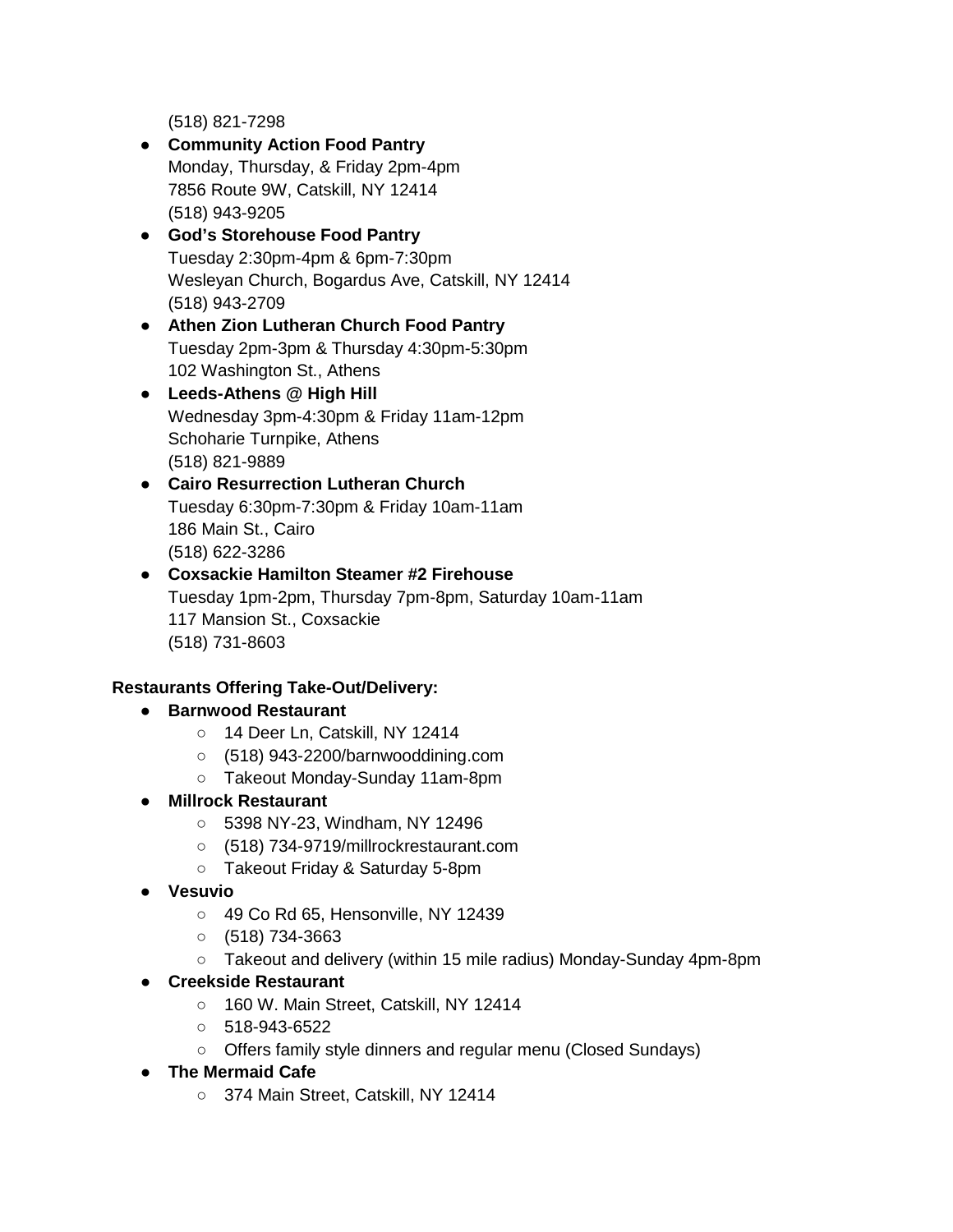(518) 821-7298

- **Community Action Food Pantry**
  Monday, Thursday, & Friday 2pm-4pm
  7856 Route 9W, Catskill, NY 12414
  (518) 943-9205
- **God's Storehouse Food Pantry**
  Tuesday 2:30pm-4pm & 6pm-7:30pm
  Wesleyan Church, Bogardus Ave, Catskill, NY 12414
  (518) 943-2709
- **Athen Zion Lutheran Church Food Pantry**
  Tuesday 2pm-3pm & Thursday 4:30pm-5:30pm
  102 Washington St., Athens
- **Leeds-Athens @ High Hill**
  Wednesday 3pm-4:30pm & Friday 11am-12pm
  Schoharie Turnpike, Athens
  (518) 821-9889
- **Cairo Resurrection Lutheran Church**
  Tuesday 6:30pm-7:30pm & Friday 10am-11am
  186 Main St., Cairo
  (518) 622-3286
- **Coxsackie Hamilton Steamer #2 Firehouse**
  Tuesday 1pm-2pm, Thursday 7pm-8pm, Saturday 10am-11am
  117 Mansion St., Coxsackie
  (518) 731-8603

**Restaurants Offering Take-Out/Delivery:**

- **Barnwood Restaurant**
  - 14 Deer Ln, Catskill, NY 12414
  - (518) 943-2200/barnwooddining.com
  - Takeout Monday-Sunday 11am-8pm
- **Millrock Restaurant**
  - 5398 NY-23, Windham, NY 12496
  - (518) 734-9719/millrockrestaurant.com
  - Takeout Friday & Saturday 5-8pm
- **Vesuvio**
  - 49 Co Rd 65, Hensonville, NY 12439
  - (518) 734-3663
  - Takeout and delivery (within 15 mile radius) Monday-Sunday 4pm-8pm
- **Creekside Restaurant**
  - 160 W. Main Street, Catskill, NY 12414
  - 518-943-6522
  - Offers family style dinners and regular menu (Closed Sundays)
- **The Mermaid Cafe**
  - 374 Main Street, Catskill, NY 12414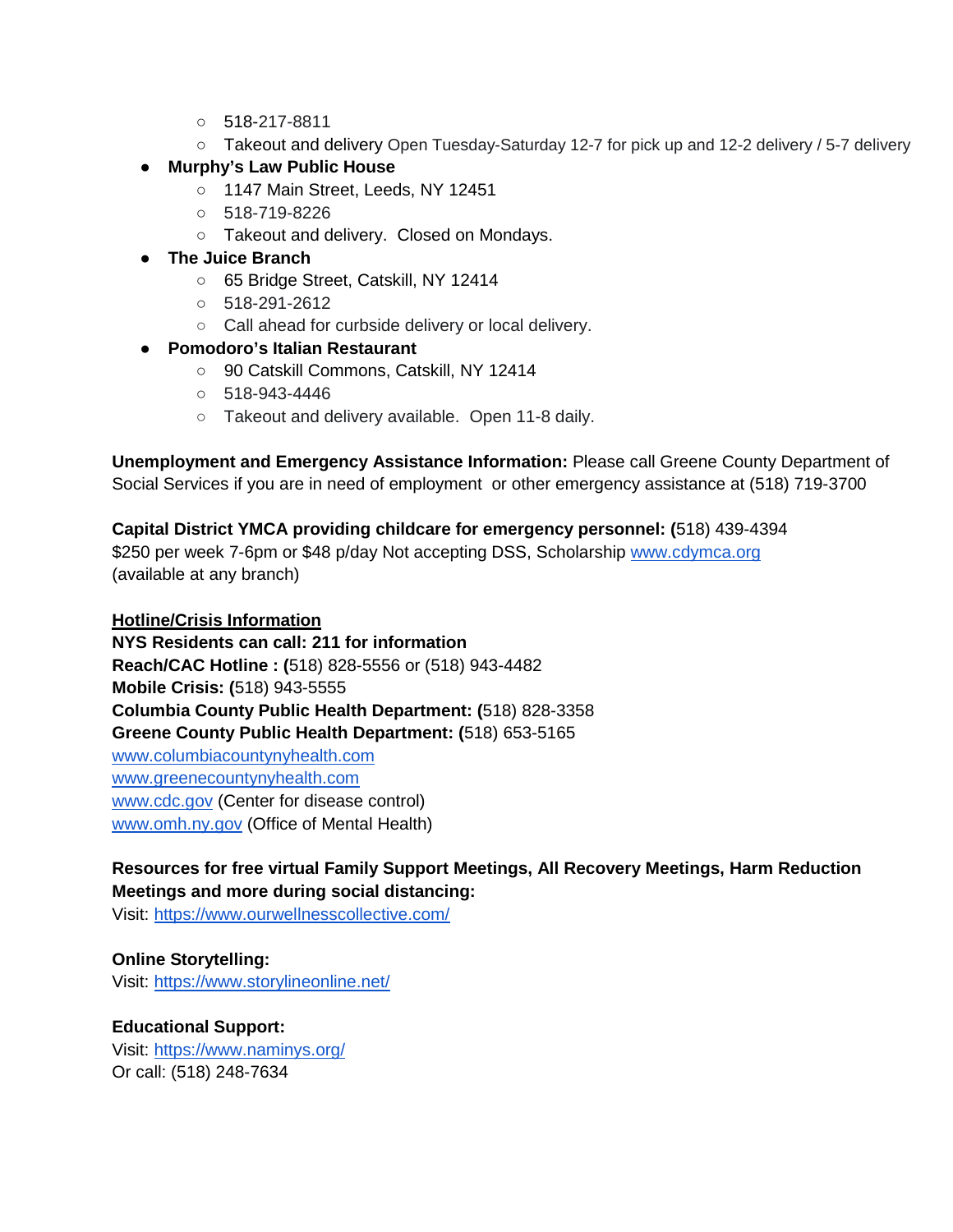- 518-217-8811
  - Takeout and delivery Open Tuesday-Saturday 12-7 for pick up and 12-2 delivery / 5-7 delivery
- **Murphy's Law Public House**
  - 1147 Main Street, Leeds, NY 12451
  - 518-719-8226
  - Takeout and delivery.  Closed on Mondays.
- **The Juice Branch**
  - 65 Bridge Street, Catskill, NY 12414
  - 518-291-2612
  - Call ahead for curbside delivery or local delivery.
- **Pomodoro's Italian Restaurant**
  - 90 Catskill Commons, Catskill, NY 12414
  - 518-943-4446
  - Takeout and delivery available.  Open 11-8 daily.

**Unemployment and Emergency Assistance Information:** Please call Greene County Department of Social Services if you are in need of employment  or other emergency assistance at (518) 719-3700

**Capital District YMCA providing childcare for emergency personnel: (**518) 439-4394
$250 per week 7-6pm or $48 p/day Not accepting DSS, Scholarship www.cdymca.org
(available at any branch)

**<u>Hotline/Crisis Information</u>**
**NYS Residents can call: 211 for information**
**Reach/CAC Hotline : (**518) 828-5556 or (518) 943-4482
**Mobile Crisis: (**518) 943-5555
**Columbia County Public Health Department: (**518) 828-3358
**Greene County Public Health Department: (**518) 653-5165
www.columbiacountynyhealth.com
www.greenecountynyhealth.com
www.cdc.gov (Center for disease control)
www.omh.ny.gov (Office of Mental Health)

**Resources for free virtual Family Support Meetings, All Recovery Meetings, Harm Reduction Meetings and more during social distancing:**
Visit: https://www.ourwellnesscollective.com/

**Online Storytelling:**
Visit: https://www.storylineonline.net/

**Educational Support:**
Visit: https://www.naminys.org/
Or call: (518) 248-7634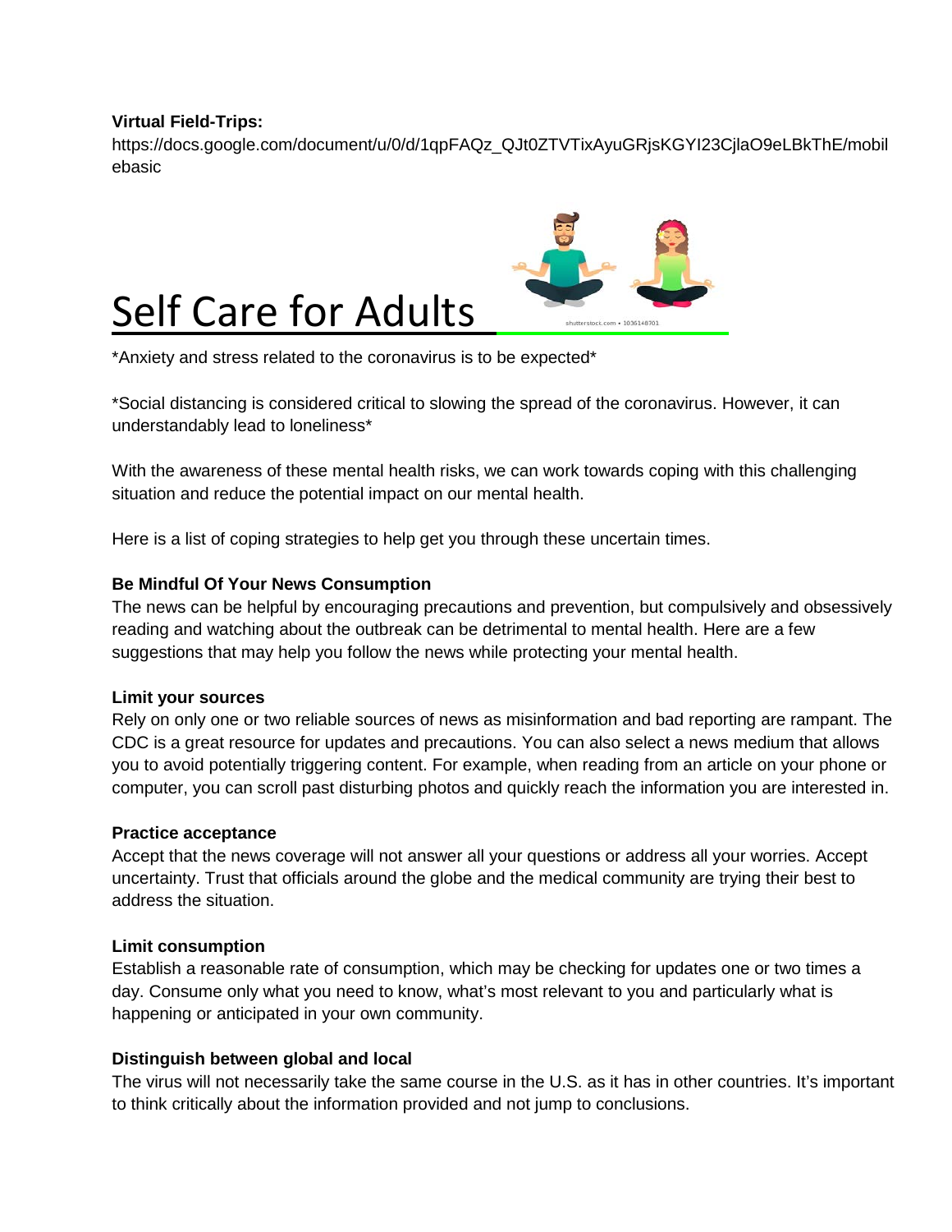**Virtual Field-Trips:**
https://docs.google.com/document/u/0/d/1qpFAQz_QJt0ZTVTixAyuGRjsKGYI23CjlaO9eLBkThE/mobilebasic

# Self Care for Adults

*Anxiety and stress related to the coronavirus is to be expected*

*Social distancing is considered critical to slowing the spread of the coronavirus. However, it can understandably lead to loneliness*

With the awareness of these mental health risks, we can work towards coping with this challenging situation and reduce the potential impact on our mental health.

Here is a list of coping strategies to help get you through these uncertain times.

**Be Mindful Of Your News Consumption**
The news can be helpful by encouraging precautions and prevention, but compulsively and obsessively reading and watching about the outbreak can be detrimental to mental health. Here are a few suggestions that may help you follow the news while protecting your mental health.

**Limit your sources**
Rely on only one or two reliable sources of news as misinformation and bad reporting are rampant. The CDC is a great resource for updates and precautions. You can also select a news medium that allows you to avoid potentially triggering content. For example, when reading from an article on your phone or computer, you can scroll past disturbing photos and quickly reach the information you are interested in.

**Practice acceptance**
Accept that the news coverage will not answer all your questions or address all your worries. Accept uncertainty. Trust that officials around the globe and the medical community are trying their best to address the situation.

**Limit consumption**
Establish a reasonable rate of consumption, which may be checking for updates one or two times a day. Consume only what you need to know, what's most relevant to you and particularly what is happening or anticipated in your own community.

**Distinguish between global and local**
The virus will not necessarily take the same course in the U.S. as it has in other countries. It's important to think critically about the information provided and not jump to conclusions.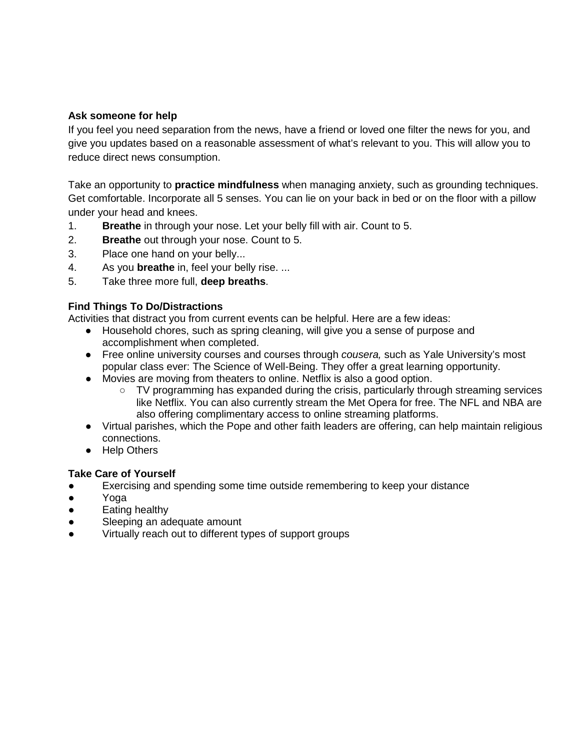**Ask someone for help**

If you feel you need separation from the news, have a friend or loved one filter the news for you, and give you updates based on a reasonable assessment of what's relevant to you. This will allow you to reduce direct news consumption.

Take an opportunity to **practice mindfulness** when managing anxiety, such as grounding techniques. Get comfortable. Incorporate all 5 senses. You can lie on your back in bed or on the floor with a pillow under your head and knees.

1. **Breathe** in through your nose. Let your belly fill with air. Count to 5.
2. **Breathe** out through your nose. Count to 5.
3. Place one hand on your belly...
4. As you **breathe** in, feel your belly rise. ...
5. Take three more full, **deep breaths**.

**Find Things To Do/Distractions**

Activities that distract you from current events can be helpful. Here are a few ideas:

- Household chores, such as spring cleaning, will give you a sense of purpose and accomplishment when completed.
- Free online university courses and courses through *cousera,* such as Yale University's most popular class ever: The Science of Well-Being. They offer a great learning opportunity.
- Movies are moving from theaters to online. Netflix is also a good option.
  - TV programming has expanded during the crisis, particularly through streaming services like Netflix. You can also currently stream the Met Opera for free. The NFL and NBA are also offering complimentary access to online streaming platforms.
- Virtual parishes, which the Pope and other faith leaders are offering, can help maintain religious connections.
- Help Others

**Take Care of Yourself**

- Exercising and spending some time outside remembering to keep your distance
- Yoga
- Eating healthy
- Sleeping an adequate amount
- Virtually reach out to different types of support groups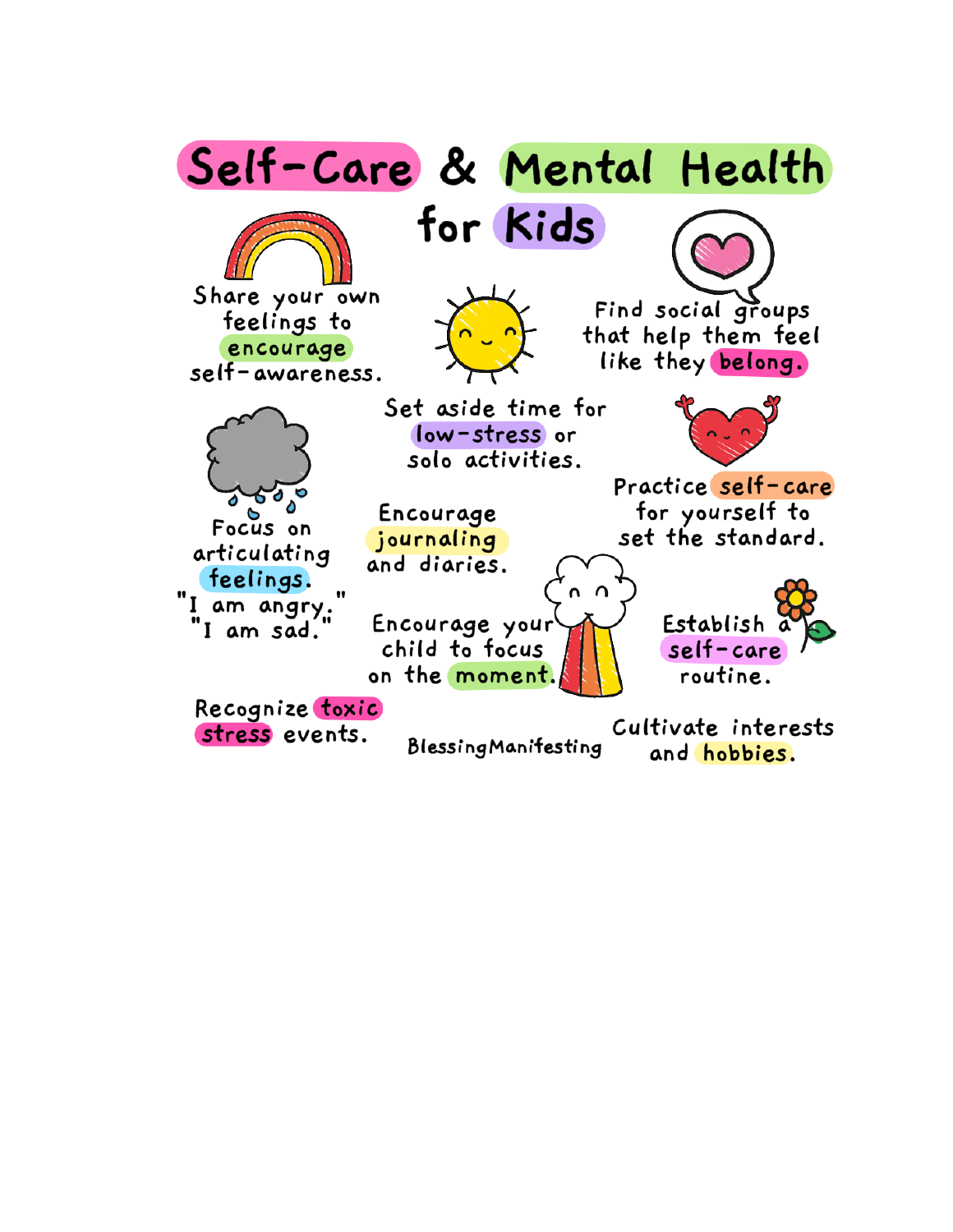# Self-Care & Mental Health for Kids

Share your own feelings to encourage self-awareness.

Find social groups that help them feel like they belong.

Set aside time for low-stress or solo activities.

Focus on articulating feelings. "I am angry." "I am sad."

Encourage journaling and diaries.

Practice self-care for yourself to set the standard.

Encourage your child to focus on the moment.

Establish a self-care routine.

Recognize toxic stress events.

Cultivate interests and hobbies.

BlessingManifesting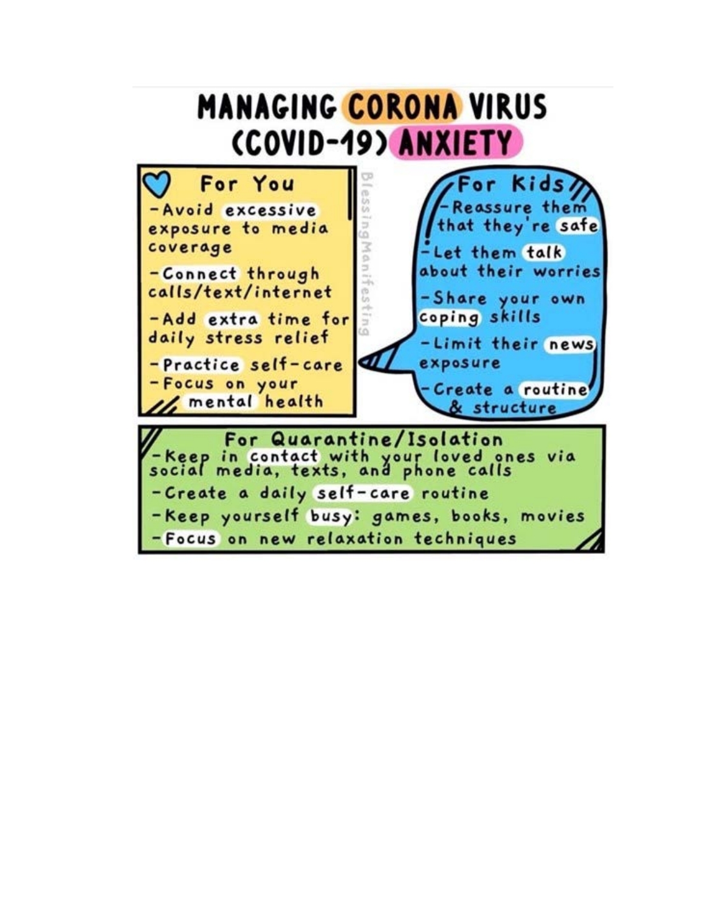# MANAGING CORONA VIRUS (COVID-19) ANXIETY

## For You

- Avoid excessive exposure to media coverage
- Connect through calls/text/internet
- Add extra time for daily stress relief
- Practice self-care
- Focus on your mental health

BlessingManifesting

## For Kids

- Reassure them that they're safe
- Let them talk about their worries
- Share your own coping skills
- Limit their news exposure
- Create a routine & structure

## For Quarantine/Isolation

- Keep in contact with your loved ones via social media, texts, and phone calls
- Create a daily self-care routine
- Keep yourself busy: games, books, movies
- Focus on new relaxation techniques